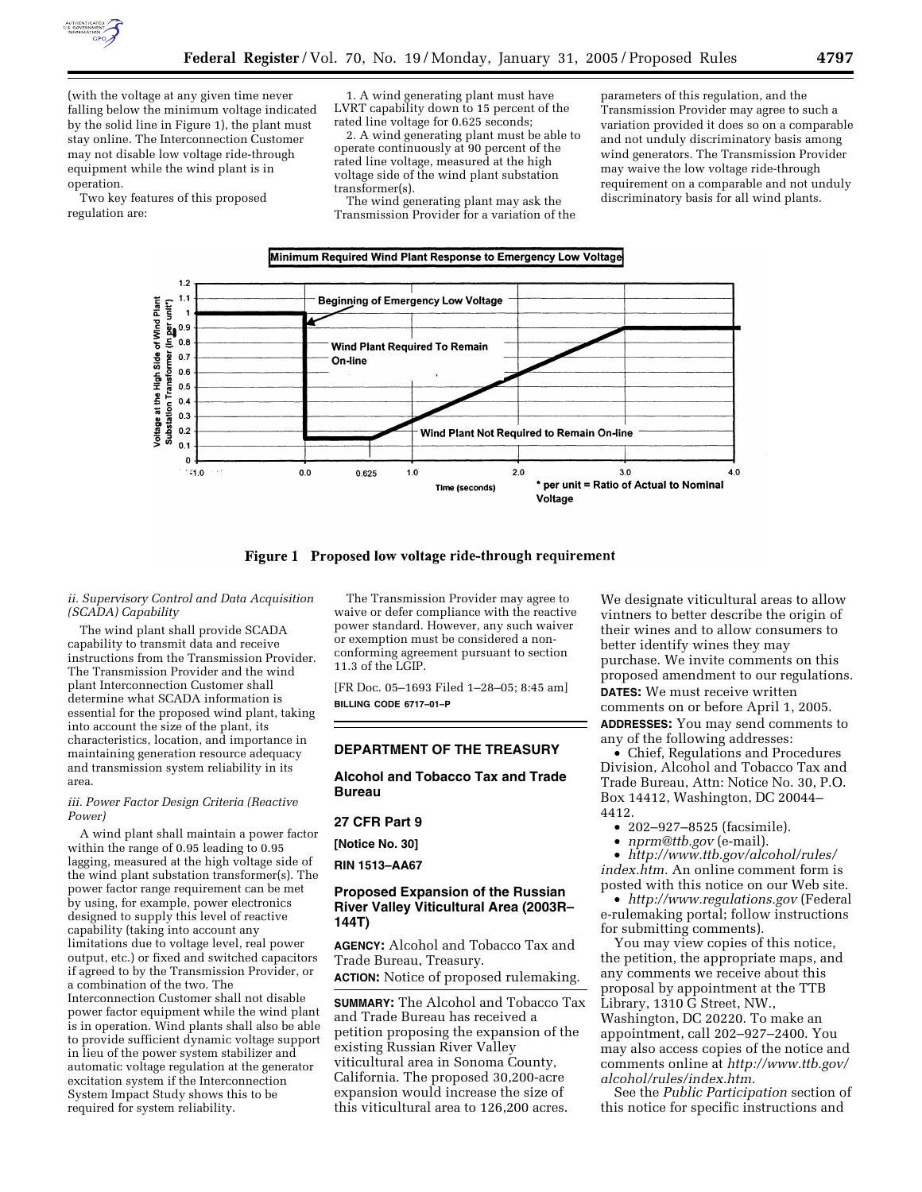(with the voltage at any given time never falling below the minimum voltage indicated by the solid line in Figure 1), the plant must stay online. The Interconnection Customer may not disable low voltage ride-through equipment while the wind plant is in operation.

Two key features of this proposed regulation are:

1. A wind generating plant must have LVRT capability down to 15 percent of the rated line voltage for 0.625 seconds;
2. A wind generating plant must be able to operate continuously at 90 percent of the rated line voltage, measured at the high voltage side of the wind plant substation transformer(s).

The wind generating plant may ask the Transmission Provider for a variation of the parameters of this regulation, and the Transmission Provider may agree to such a variation provided it does so on a comparable and not unduly discriminatory basis among wind generators. The Transmission Provider may waive the low voltage ride-through requirement on a comparable and not unduly discriminatory basis for all wind plants.

**Figure 1 Proposed low voltage ride-through requirement**

*ii. Supervisory Control and Data Acquisition (SCADA) Capability*

The wind plant shall provide SCADA capability to transmit data and receive instructions from the Transmission Provider. The Transmission Provider and the wind plant Interconnection Customer shall determine what SCADA information is essential for the proposed wind plant, taking into account the size of the plant, its characteristics, location, and importance in maintaining generation resource adequacy and transmission system reliability in its area.

*iii. Power Factor Design Criteria (Reactive Power)*

A wind plant shall maintain a power factor within the range of 0.95 leading to 0.95 lagging, measured at the high voltage side of the wind plant substation transformer(s). The power factor range requirement can be met by using, for example, power electronics designed to supply this level of reactive capability (taking into account any limitations due to voltage level, real power output, etc.) or fixed and switched capacitors if agreed to by the Transmission Provider, or a combination of the two. The Interconnection Customer shall not disable power factor equipment while the wind plant is in operation. Wind plants shall also be able to provide sufficient dynamic voltage support in lieu of the power system stabilizer and automatic voltage regulation at the generator excitation system if the Interconnection System Impact Study shows this to be required for system reliability.

The Transmission Provider may agree to waive or defer compliance with the reactive power standard. However, any such waiver or exemption must be considered a non-conforming agreement pursuant to section 11.3 of the LGIP.

[FR Doc. 05–1693 Filed 1–28–05; 8:45 am]

**BILLING CODE 6717–01–P**

---

## DEPARTMENT OF THE TREASURY

### Alcohol and Tobacco Tax and Trade Bureau

### 27 CFR Part 9

**[Notice No. 30]**

**RIN 1513–AA67**

### Proposed Expansion of the Russian River Valley Viticultural Area (2003R–144T)

**AGENCY:** Alcohol and Tobacco Tax and Trade Bureau, Treasury.

**ACTION:** Notice of proposed rulemaking.

**SUMMARY:** The Alcohol and Tobacco Tax and Trade Bureau has received a petition proposing the expansion of the existing Russian River Valley viticultural area in Sonoma County, California. The proposed 30,200-acre expansion would increase the size of this viticultural area to 126,200 acres. We designate viticultural areas to allow vintners to better describe the origin of their wines and to allow consumers to better identify wines they may purchase. We invite comments on this proposed amendment to our regulations.

**DATES:** We must receive written comments on or before April 1, 2005.

**ADDRESSES:** You may send comments to any of the following addresses:

- Chief, Regulations and Procedures Division, Alcohol and Tobacco Tax and Trade Bureau, Attn: Notice No. 30, P.O. Box 14412, Washington, DC 20044–4412.
- 202–927–8525 (facsimile).
- *nprm@ttb.gov* (e-mail).
- *http://www.ttb.gov/alcohol/rules/index.htm.* An online comment form is posted with this notice on our Web site.
- *http://www.regulations.gov* (Federal e-rulemaking portal; follow instructions for submitting comments).

You may view copies of this notice, the petition, the appropriate maps, and any comments we receive about this proposal by appointment at the TTB Library, 1310 G Street, NW., Washington, DC 20220. To make an appointment, call 202–927–2400. You may also access copies of the notice and comments online at *http://www.ttb.gov/alcohol/rules/index.htm.*

See the *Public Participation* section of this notice for specific instructions and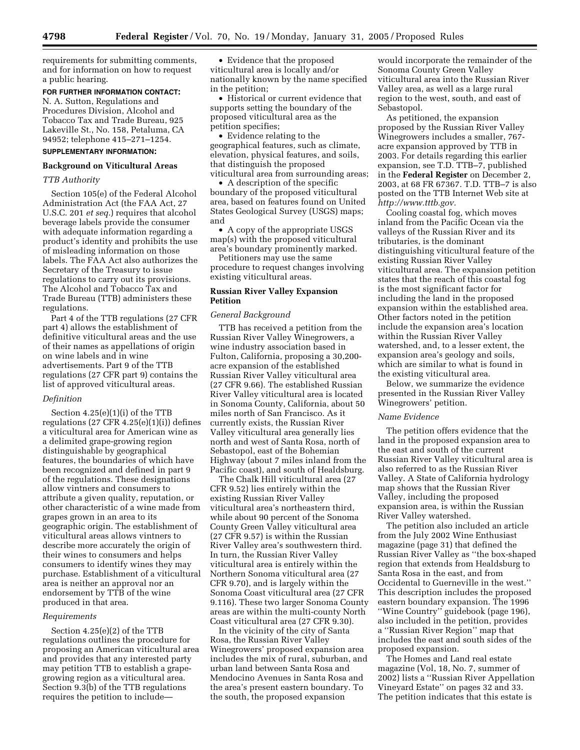requirements for submitting comments, and for information on how to request a public hearing.

**FOR FURTHER INFORMATION CONTACT:** N. A. Sutton, Regulations and Procedures Division, Alcohol and Tobacco Tax and Trade Bureau, 925 Lakeville St., No. 158, Petaluma, CA 94952; telephone 415–271–1254.

**SUPPLEMENTARY INFORMATION:**

## Background on Viticultural Areas

### *TTB Authority*

Section 105(e) of the Federal Alcohol Administration Act (the FAA Act, 27 U.S.C. 201 *et seq.*) requires that alcohol beverage labels provide the consumer with adequate information regarding a product's identity and prohibits the use of misleading information on those labels. The FAA Act also authorizes the Secretary of the Treasury to issue regulations to carry out its provisions. The Alcohol and Tobacco Tax and Trade Bureau (TTB) administers these regulations.

Part 4 of the TTB regulations (27 CFR part 4) allows the establishment of definitive viticultural areas and the use of their names as appellations of origin on wine labels and in wine advertisements. Part 9 of the TTB regulations (27 CFR part 9) contains the list of approved viticultural areas.

### *Definition*

Section 4.25(e)(1)(i) of the TTB regulations (27 CFR 4.25(e)(1)(i)) defines a viticultural area for American wine as a delimited grape-growing region distinguishable by geographical features, the boundaries of which have been recognized and defined in part 9 of the regulations. These designations allow vintners and consumers to attribute a given quality, reputation, or other characteristic of a wine made from grapes grown in an area to its geographic origin. The establishment of viticultural areas allows vintners to describe more accurately the origin of their wines to consumers and helps consumers to identify wines they may purchase. Establishment of a viticultural area is neither an approval nor an endorsement by TTB of the wine produced in that area.

### *Requirements*

Section 4.25(e)(2) of the TTB regulations outlines the procedure for proposing an American viticultural area and provides that any interested party may petition TTB to establish a grape-growing region as a viticultural area. Section 9.3(b) of the TTB regulations requires the petition to include—

- Evidence that the proposed viticultural area is locally and/or nationally known by the name specified in the petition;
- Historical or current evidence that supports setting the boundary of the proposed viticultural area as the petition specifies;
- Evidence relating to the geographical features, such as climate, elevation, physical features, and soils, that distinguish the proposed viticultural area from surrounding areas;
- A description of the specific boundary of the proposed viticultural area, based on features found on United States Geological Survey (USGS) maps; and
- A copy of the appropriate USGS map(s) with the proposed viticultural area's boundary prominently marked.

Petitioners may use the same procedure to request changes involving existing viticultural areas.

## Russian River Valley Expansion Petition

### *General Background*

TTB has received a petition from the Russian River Valley Winegrowers, a wine industry association based in Fulton, California, proposing a 30,200-acre expansion of the established Russian River Valley viticultural area (27 CFR 9.66). The established Russian River Valley viticultural area is located in Sonoma County, California, about 50 miles north of San Francisco. As it currently exists, the Russian River Valley viticultural area generally lies north and west of Santa Rosa, north of Sebastopol, east of the Bohemian Highway (about 7 miles inland from the Pacific coast), and south of Healdsburg.

The Chalk Hill viticultural area (27 CFR 9.52) lies entirely within the existing Russian River Valley viticultural area's northeastern third, while about 90 percent of the Sonoma County Green Valley viticultural area (27 CFR 9.57) is within the Russian River Valley area's southwestern third. In turn, the Russian River Valley viticultural area is entirely within the Northern Sonoma viticultural area (27 CFR 9.70), and is largely within the Sonoma Coast viticultural area (27 CFR 9.116). These two larger Sonoma County areas are within the multi-county North Coast viticultural area (27 CFR 9.30).

In the vicinity of the city of Santa Rosa, the Russian River Valley Winegrowers' proposed expansion area includes the mix of rural, suburban, and urban land between Santa Rosa and Mendocino Avenues in Santa Rosa and the area's present eastern boundary. To the south, the proposed expansion would incorporate the remainder of the Sonoma County Green Valley viticultural area into the Russian River Valley area, as well as a large rural region to the west, south, and east of Sebastopol.

As petitioned, the expansion proposed by the Russian River Valley Winegrowers includes a smaller, 767-acre expansion approved by TTB in 2003. For details regarding this earlier expansion, see T.D. TTB–7, published in the **Federal Register** on December 2, 2003, at 68 FR 67367. T.D. TTB–7 is also posted on the TTB Internet Web site at *http://www.tttb.gov.*

Cooling coastal fog, which moves inland from the Pacific Ocean via the valleys of the Russian River and its tributaries, is the dominant distinguishing viticultural feature of the existing Russian River Valley viticultural area. The expansion petition states that the reach of this coastal fog is the most significant factor for including the land in the proposed expansion within the established area. Other factors noted in the petition include the expansion area's location within the Russian River Valley watershed, and, to a lesser extent, the expansion area's geology and soils, which are similar to what is found in the existing viticultural area.

Below, we summarize the evidence presented in the Russian River Valley Winegrowers' petition.

### *Name Evidence*

The petition offers evidence that the land in the proposed expansion area to the east and south of the current Russian River Valley viticultural area is also referred to as the Russian River Valley. A State of California hydrology map shows that the Russian River Valley, including the proposed expansion area, is within the Russian River Valley watershed.

The petition also included an article from the July 2002 Wine Enthusiast magazine (page 31) that defined the Russian River Valley as "the box-shaped region that extends from Healdsburg to Santa Rosa in the east, and from Occidental to Guerneville in the west." This description includes the proposed eastern boundary expansion. The 1996 "Wine Country" guidebook (page 196), also included in the petition, provides a "Russian River Region" map that includes the east and south sides of the proposed expansion.

The Homes and Land real estate magazine (Vol, 18, No. 7, summer of 2002) lists a "Russian River Appellation Vineyard Estate" on pages 32 and 33. The petition indicates that this estate is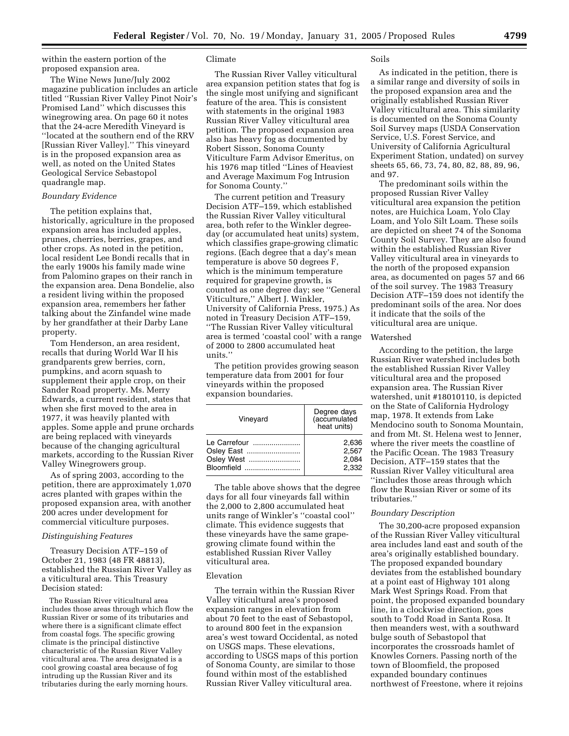within the eastern portion of the proposed expansion area.

The Wine News June/July 2002 magazine publication includes an article titled ''Russian River Valley Pinot Noir's Promised Land'' which discusses this winegrowing area. On page 60 it notes that the 24-acre Meredith Vineyard is ''located at the southern end of the RRV [Russian River Valley].'' This vineyard is in the proposed expansion area as well, as noted on the United States Geological Service Sebastopol quadrangle map.

*Boundary Evidence*

The petition explains that, historically, agriculture in the proposed expansion area has included apples, prunes, cherries, berries, grapes, and other crops. As noted in the petition, local resident Lee Bondi recalls that in the early 1900s his family made wine from Palomino grapes on their ranch in the expansion area. Dena Bondelie, also a resident living within the proposed expansion area, remembers her father talking about the Zinfandel wine made by her grandfather at their Darby Lane property.

Tom Henderson, an area resident, recalls that during World War II his grandparents grew berries, corn, pumpkins, and acorn squash to supplement their apple crop, on their Sander Road property. Ms. Merry Edwards, a current resident, states that when she first moved to the area in 1977, it was heavily planted with apples. Some apple and prune orchards are being replaced with vineyards because of the changing agricultural markets, according to the Russian River Valley Winegrowers group.

As of spring 2003, according to the petition, there are approximately 1,070 acres planted with grapes within the proposed expansion area, with another 200 acres under development for commercial viticulture purposes.

*Distinguishing Features*

Treasury Decision ATF–159 of October 21, 1983 (48 FR 48813), established the Russian River Valley as a viticultural area. This Treasury Decision stated:

> The Russian River viticultural area includes those areas through which flow the Russian River or some of its tributaries and where there is a significant climate effect from coastal fogs. The specific growing climate is the principal distinctive characteristic of the Russian River Valley viticultural area. The area designated is a cool growing coastal area because of fog intruding up the Russian River and its tributaries during the early morning hours.

Climate

The Russian River Valley viticultural area expansion petition states that fog is the single most unifying and significant feature of the area. This is consistent with statements in the original 1983 Russian River Valley viticultural area petition. The proposed expansion area also has heavy fog as documented by Robert Sisson, Sonoma County Viticulture Farm Advisor Emeritus, on his 1976 map titled ''Lines of Heaviest and Average Maximum Fog Intrusion for Sonoma County.''

The current petition and Treasury Decision ATF–159, which established the Russian River Valley viticultural area, both refer to the Winkler degree-day (or accumulated heat units) system, which classifies grape-growing climatic regions. (Each degree that a day's mean temperature is above 50 degrees F, which is the minimum temperature required for grapevine growth, is counted as one degree day; see ''General Viticulture,'' Albert J. Winkler, University of California Press, 1975.) As noted in Treasury Decision ATF–159, ''The Russian River Valley viticultural area is termed 'coastal cool' with a range of 2000 to 2800 accumulated heat units.''

The petition provides growing season temperature data from 2001 for four vineyards within the proposed expansion boundaries.

| Vineyard | Degree days (accumulated heat units) |
|---|---|
| Le Carrefour | 2,636 |
| Osley East | 2,567 |
| Osley West | 2,084 |
| Bloomfield | 2,332 |

The table above shows that the degree days for all four vineyards fall within the 2,000 to 2,800 accumulated heat units range of Winkler's ''coastal cool'' climate. This evidence suggests that these vineyards have the same grape-growing climate found within the established Russian River Valley viticultural area.

Elevation

The terrain within the Russian River Valley viticultural area's proposed expansion ranges in elevation from about 70 feet to the east of Sebastopol, to around 800 feet in the expansion area's west toward Occidental, as noted on USGS maps. These elevations, according to USGS maps of this portion of Sonoma County, are similar to those found within most of the established Russian River Valley viticultural area.

Soils

As indicated in the petition, there is a similar range and diversity of soils in the proposed expansion area and the originally established Russian River Valley viticultural area. This similarity is documented on the Sonoma County Soil Survey maps (USDA Conservation Service, U.S. Forest Service, and University of California Agricultural Experiment Station, undated) on survey sheets 65, 66, 73, 74, 80, 82, 88, 89, 96, and 97.

The predominant soils within the proposed Russian River Valley viticultural area expansion the petition notes, are Huichica Loam, Yolo Clay Loam, and Yolo Silt Loam. These soils are depicted on sheet 74 of the Sonoma County Soil Survey. They are also found within the established Russian River Valley viticultural area in vineyards to the north of the proposed expansion area, as documented on pages 57 and 66 of the soil survey. The 1983 Treasury Decision ATF–159 does not identify the predominant soils of the area. Nor does it indicate that the soils of the viticultural area are unique.

Watershed

According to the petition, the large Russian River watershed includes both the established Russian River Valley viticultural area and the proposed expansion area. The Russian River watershed, unit #18010110, is depicted on the State of California Hydrology map, 1978. It extends from Lake Mendocino south to Sonoma Mountain, and from Mt. St. Helena west to Jenner, where the river meets the coastline of the Pacific Ocean. The 1983 Treasury Decision, ATF–159 states that the Russian River Valley viticultural area ''includes those areas through which flow the Russian River or some of its tributaries.''

*Boundary Description*

The 30,200-acre proposed expansion of the Russian River Valley viticultural area includes land east and south of the area's originally established boundary. The proposed expanded boundary deviates from the established boundary at a point east of Highway 101 along Mark West Springs Road. From that point, the proposed expanded boundary line, in a clockwise direction, goes south to Todd Road in Santa Rosa. It then meanders west, with a southward bulge south of Sebastopol that incorporates the crossroads hamlet of Knowles Corners. Passing north of the town of Bloomfield, the proposed expanded boundary continues northwest of Freestone, where it rejoins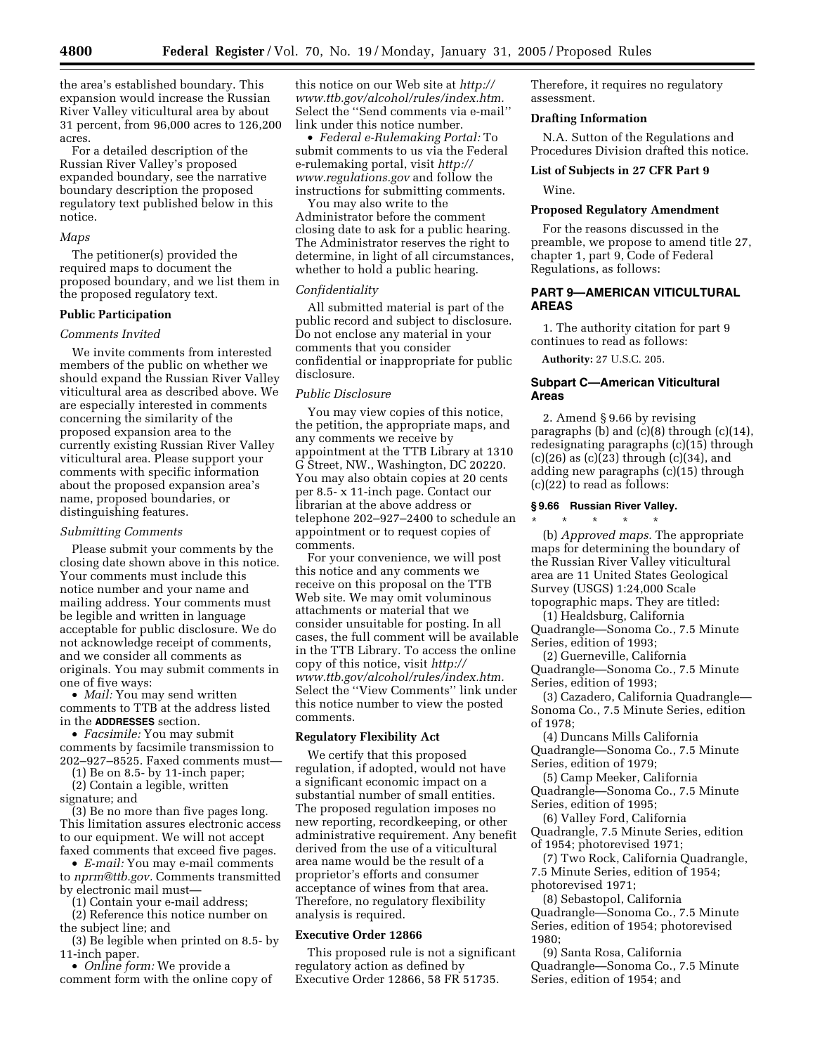the area's established boundary. This expansion would increase the Russian River Valley viticultural area by about 31 percent, from 96,000 acres to 126,200 acres.

For a detailed description of the Russian River Valley's proposed expanded boundary, see the narrative boundary description the proposed regulatory text published below in this notice.

*Maps*

The petitioner(s) provided the required maps to document the proposed boundary, and we list them in the proposed regulatory text.

**Public Participation**

*Comments Invited*

We invite comments from interested members of the public on whether we should expand the Russian River Valley viticultural area as described above. We are especially interested in comments concerning the similarity of the proposed expansion area to the currently existing Russian River Valley viticultural area. Please support your comments with specific information about the proposed expansion area's name, proposed boundaries, or distinguishing features.

*Submitting Comments*

Please submit your comments by the closing date shown above in this notice. Your comments must include this notice number and your name and mailing address. Your comments must be legible and written in language acceptable for public disclosure. We do not acknowledge receipt of comments, and we consider all comments as originals. You may submit comments in one of five ways:

• *Mail:* You may send written comments to TTB at the address listed in the **ADDRESSES** section.

• *Facsimile:* You may submit comments by facsimile transmission to 202–927–8525. Faxed comments must—

(1) Be on 8.5- by 11-inch paper;

(2) Contain a legible, written signature; and

(3) Be no more than five pages long. This limitation assures electronic access to our equipment. We will not accept faxed comments that exceed five pages.

• *E-mail:* You may e-mail comments to *nprm@ttb.gov.* Comments transmitted by electronic mail must—

(1) Contain your e-mail address;

(2) Reference this notice number on the subject line; and

(3) Be legible when printed on 8.5- by 11-inch paper.

• *Online form:* We provide a comment form with the online copy of this notice on our Web site at *http://www.ttb.gov/alcohol/rules/index.htm.* Select the "Send comments via e-mail" link under this notice number.

• *Federal e-Rulemaking Portal:* To submit comments to us via the Federal e-rulemaking portal, visit *http://www.regulations.gov* and follow the instructions for submitting comments.

You may also write to the Administrator before the comment closing date to ask for a public hearing. The Administrator reserves the right to determine, in light of all circumstances, whether to hold a public hearing.

*Confidentiality*

All submitted material is part of the public record and subject to disclosure. Do not enclose any material in your comments that you consider confidential or inappropriate for public disclosure.

*Public Disclosure*

You may view copies of this notice, the petition, the appropriate maps, and any comments we receive by appointment at the TTB Library at 1310 G Street, NW., Washington, DC 20220. You may also obtain copies at 20 cents per 8.5- x 11-inch page. Contact our librarian at the above address or telephone 202–927–2400 to schedule an appointment or to request copies of comments.

For your convenience, we will post this notice and any comments we receive on this proposal on the TTB Web site. We may omit voluminous attachments or material that we consider unsuitable for posting. In all cases, the full comment will be available in the TTB Library. To access the online copy of this notice, visit *http://www.ttb.gov/alcohol/rules/index.htm.* Select the "View Comments" link under this notice number to view the posted comments.

**Regulatory Flexibility Act**

We certify that this proposed regulation, if adopted, would not have a significant economic impact on a substantial number of small entities. The proposed regulation imposes no new reporting, recordkeeping, or other administrative requirement. Any benefit derived from the use of a viticultural area name would be the result of a proprietor's efforts and consumer acceptance of wines from that area. Therefore, no regulatory flexibility analysis is required.

**Executive Order 12866**

This proposed rule is not a significant regulatory action as defined by Executive Order 12866, 58 FR 51735. Therefore, it requires no regulatory assessment.

**Drafting Information**

N.A. Sutton of the Regulations and Procedures Division drafted this notice.

**List of Subjects in 27 CFR Part 9**

Wine.

**Proposed Regulatory Amendment**

For the reasons discussed in the preamble, we propose to amend title 27, chapter 1, part 9, Code of Federal Regulations, as follows:

## PART 9—AMERICAN VITICULTURAL AREAS

1. The authority citation for part 9 continues to read as follows:

**Authority:** 27 U.S.C. 205.

### Subpart C—American Viticultural Areas

2. Amend § 9.66 by revising paragraphs (b) and (c)(8) through (c)(14), redesignating paragraphs (c)(15) through (c)(26) as (c)(23) through (c)(34), and adding new paragraphs (c)(15) through (c)(22) to read as follows:

**§ 9.66 Russian River Valley.**

\* \* \* \* \*

(b) *Approved maps.* The appropriate maps for determining the boundary of the Russian River Valley viticultural area are 11 United States Geological Survey (USGS) 1:24,000 Scale topographic maps. They are titled:

(1) Healdsburg, California Quadrangle—Sonoma Co., 7.5 Minute Series, edition of 1993;

(2) Guerneville, California Quadrangle—Sonoma Co., 7.5 Minute Series, edition of 1993;

(3) Cazadero, California Quadrangle—Sonoma Co., 7.5 Minute Series, edition of 1978;

(4) Duncans Mills California Quadrangle—Sonoma Co., 7.5 Minute Series, edition of 1979;

(5) Camp Meeker, California Quadrangle—Sonoma Co., 7.5 Minute Series, edition of 1995;

(6) Valley Ford, California Quadrangle, 7.5 Minute Series, edition of 1954; photorevised 1971;

(7) Two Rock, California Quadrangle, 7.5 Minute Series, edition of 1954; photorevised 1971;

(8) Sebastopol, California Quadrangle—Sonoma Co., 7.5 Minute Series, edition of 1954; photorevised 1980;

(9) Santa Rosa, California Quadrangle—Sonoma Co., 7.5 Minute Series, edition of 1954; and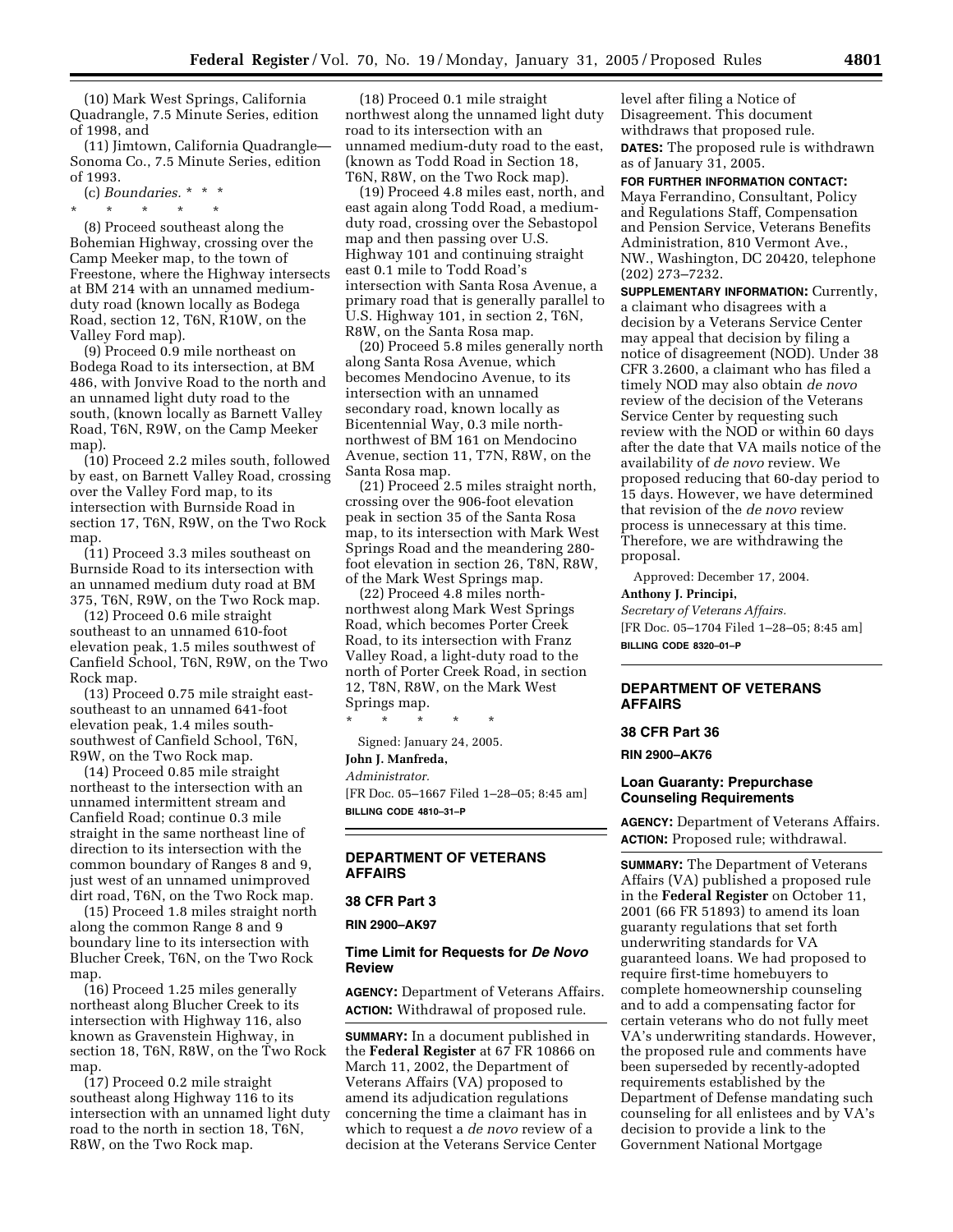(10) Mark West Springs, California Quadrangle, 7.5 Minute Series, edition of 1998, and

(11) Jimtown, California Quadrangle—Sonoma Co., 7.5 Minute Series, edition of 1993.

(c) *Boundaries.* * * *

\* \* \* \* \*

(8) Proceed southeast along the Bohemian Highway, crossing over the Camp Meeker map, to the town of Freestone, where the Highway intersects at BM 214 with an unnamed medium-duty road (known locally as Bodega Road, section 12, T6N, R10W, on the Valley Ford map).

(9) Proceed 0.9 mile northeast on Bodega Road to its intersection, at BM 486, with Jonvive Road to the north and an unnamed light duty road to the south, (known locally as Barnett Valley Road, T6N, R9W, on the Camp Meeker map).

(10) Proceed 2.2 miles south, followed by east, on Barnett Valley Road, crossing over the Valley Ford map, to its intersection with Burnside Road in section 17, T6N, R9W, on the Two Rock map.

(11) Proceed 3.3 miles southeast on Burnside Road to its intersection with an unnamed medium duty road at BM 375, T6N, R9W, on the Two Rock map.

(12) Proceed 0.6 mile straight southeast to an unnamed 610-foot elevation peak, 1.5 miles southwest of Canfield School, T6N, R9W, on the Two Rock map.

(13) Proceed 0.75 mile straight east-southeast to an unnamed 641-foot elevation peak, 1.4 miles south-southwest of Canfield School, T6N, R9W, on the Two Rock map.

(14) Proceed 0.85 mile straight northeast to the intersection with an unnamed intermittent stream and Canfield Road; continue 0.3 mile straight in the same northeast line of direction to its intersection with the common boundary of Ranges 8 and 9, just west of an unnamed unimproved dirt road, T6N, on the Two Rock map.

(15) Proceed 1.8 miles straight north along the common Range 8 and 9 boundary line to its intersection with Blucher Creek, T6N, on the Two Rock map.

(16) Proceed 1.25 miles generally northeast along Blucher Creek to its intersection with Highway 116, also known as Gravenstein Highway, in section 18, T6N, R8W, on the Two Rock map.

(17) Proceed 0.2 mile straight southeast along Highway 116 to its intersection with an unnamed light duty road to the north in section 18, T6N, R8W, on the Two Rock map.

(18) Proceed 0.1 mile straight northwest along the unnamed light duty road to its intersection with an unnamed medium-duty road to the east, (known as Todd Road in Section 18, T6N, R8W, on the Two Rock map).

(19) Proceed 4.8 miles east, north, and east again along Todd Road, a medium-duty road, crossing over the Sebastopol map and then passing over U.S. Highway 101 and continuing straight east 0.1 mile to Todd Road's intersection with Santa Rosa Avenue, a primary road that is generally parallel to U.S. Highway 101, in section 2, T6N, R8W, on the Santa Rosa map.

(20) Proceed 5.8 miles generally north along Santa Rosa Avenue, which becomes Mendocino Avenue, to its intersection with an unnamed secondary road, known locally as Bicentennial Way, 0.3 mile north-northwest of BM 161 on Mendocino Avenue, section 11, T7N, R8W, on the Santa Rosa map.

(21) Proceed 2.5 miles straight north, crossing over the 906-foot elevation peak in section 35 of the Santa Rosa map, to its intersection with Mark West Springs Road and the meandering 280-foot elevation in section 26, T8N, R8W, of the Mark West Springs map.

(22) Proceed 4.8 miles north-northwest along Mark West Springs Road, which becomes Porter Creek Road, to its intersection with Franz Valley Road, a light-duty road to the north of Porter Creek Road, in section 12, T8N, R8W, on the Mark West Springs map.

\* \* \* \* \*

Signed: January 24, 2005.

**John J. Manfreda,**

*Administrator.*

[FR Doc. 05–1667 Filed 1–28–05; 8:45 am]

**BILLING CODE 4810–31–P**

## DEPARTMENT OF VETERANS AFFAIRS

### 38 CFR Part 3

**RIN 2900–AK97**

### Time Limit for Requests for *De Novo* Review

**AGENCY:** Department of Veterans Affairs.

**ACTION:** Withdrawal of proposed rule.

**SUMMARY:** In a document published in the **Federal Register** at 67 FR 10866 on March 11, 2002, the Department of Veterans Affairs (VA) proposed to amend its adjudication regulations concerning the time a claimant has in which to request a *de novo* review of a decision at the Veterans Service Center level after filing a Notice of Disagreement. This document withdraws that proposed rule.

**DATES:** The proposed rule is withdrawn as of January 31, 2005.

**FOR FURTHER INFORMATION CONTACT:** Maya Ferrandino, Consultant, Policy and Regulations Staff, Compensation and Pension Service, Veterans Benefits Administration, 810 Vermont Ave., NW., Washington, DC 20420, telephone (202) 273–7232.

**SUPPLEMENTARY INFORMATION:** Currently, a claimant who disagrees with a decision by a Veterans Service Center may appeal that decision by filing a notice of disagreement (NOD). Under 38 CFR 3.2600, a claimant who has filed a timely NOD may also obtain *de novo* review of the decision of the Veterans Service Center by requesting such review with the NOD or within 60 days after the date that VA mails notice of the availability of *de novo* review. We proposed reducing that 60-day period to 15 days. However, we have determined that revision of the *de novo* review process is unnecessary at this time. Therefore, we are withdrawing the proposal.

Approved: December 17, 2004.

**Anthony J. Principi,**

*Secretary of Veterans Affairs.*

[FR Doc. 05–1704 Filed 1–28–05; 8:45 am]

**BILLING CODE 8320–01–P**

## DEPARTMENT OF VETERANS AFFAIRS

### 38 CFR Part 36

**RIN 2900–AK76**

### Loan Guaranty: Prepurchase Counseling Requirements

**AGENCY:** Department of Veterans Affairs.

**ACTION:** Proposed rule; withdrawal.

**SUMMARY:** The Department of Veterans Affairs (VA) published a proposed rule in the **Federal Register** on October 11, 2001 (66 FR 51893) to amend its loan guaranty regulations that set forth underwriting standards for VA guaranteed loans. We had proposed to require first-time homebuyers to complete homeownership counseling and to add a compensating factor for certain veterans who do not fully meet VA's underwriting standards. However, the proposed rule and comments have been superseded by recently-adopted requirements established by the Department of Defense mandating such counseling for all enlistees and by VA's decision to provide a link to the Government National Mortgage